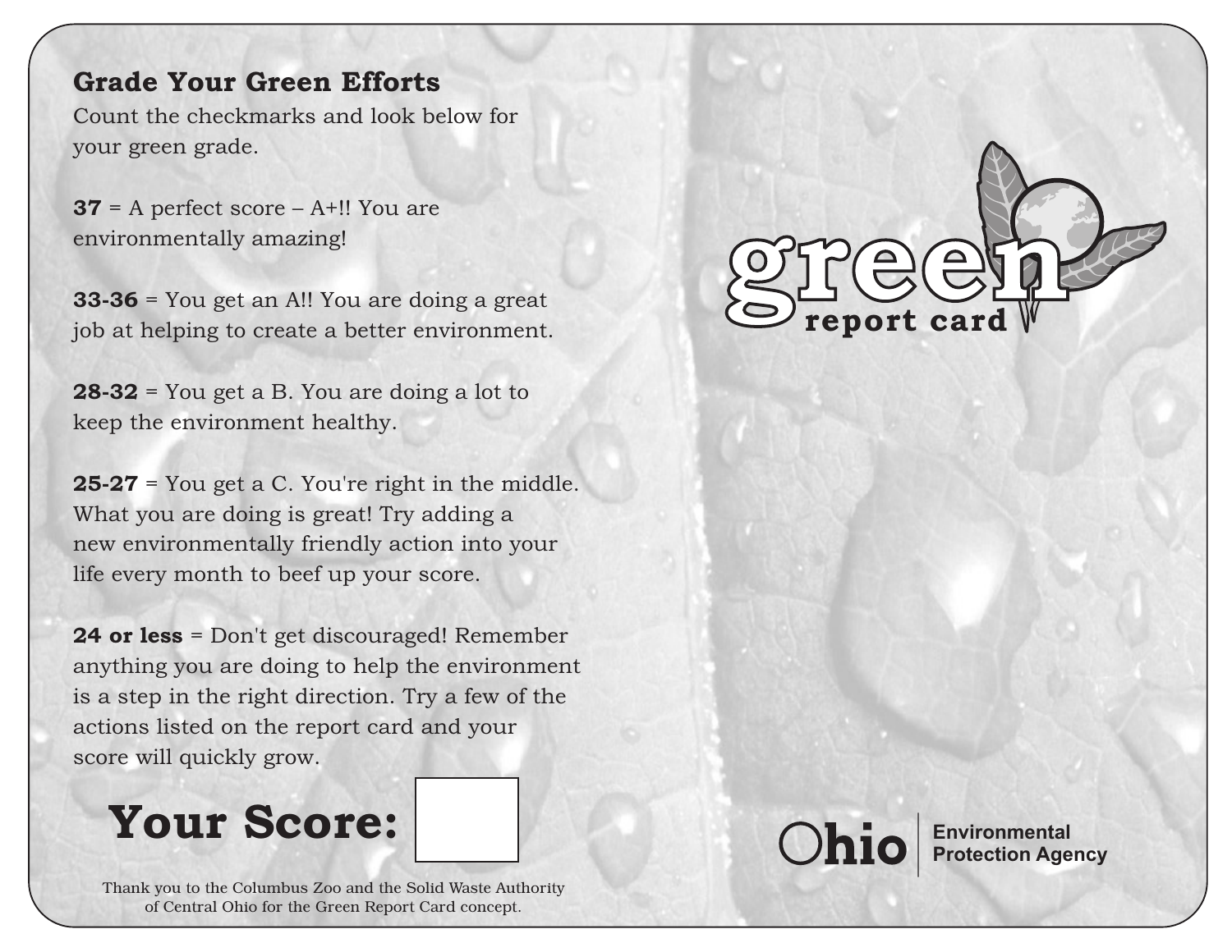## Grade Your Green Efforts

Count the checkmarks and look below for your green grade.

**37** = A perfect score – A+!! You are environmentally amazing!

**33-36** = You get an A!! You are doing a great job at helping to create a better environment.

**28-32** = You get a B. You are doing a lot to keep the environment healthy.

**25-27** = You get a C. You're right in the middle. What you are doing is great! Try adding a new environmentally friendly action into your life every month to beef up your score.

**24 or less** = Don't get discouraged! Remember anything you are doing to help the environment is a step in the right direction. Try a few of the actions listed on the report card and your score will quickly grow.

**Your Score:** ______

Thank you to the Columbus Zoo and the Solid Waste Authority of Central Ohio for the Green Report Card concept.

# green report card

Ohio Environmental Protection Agency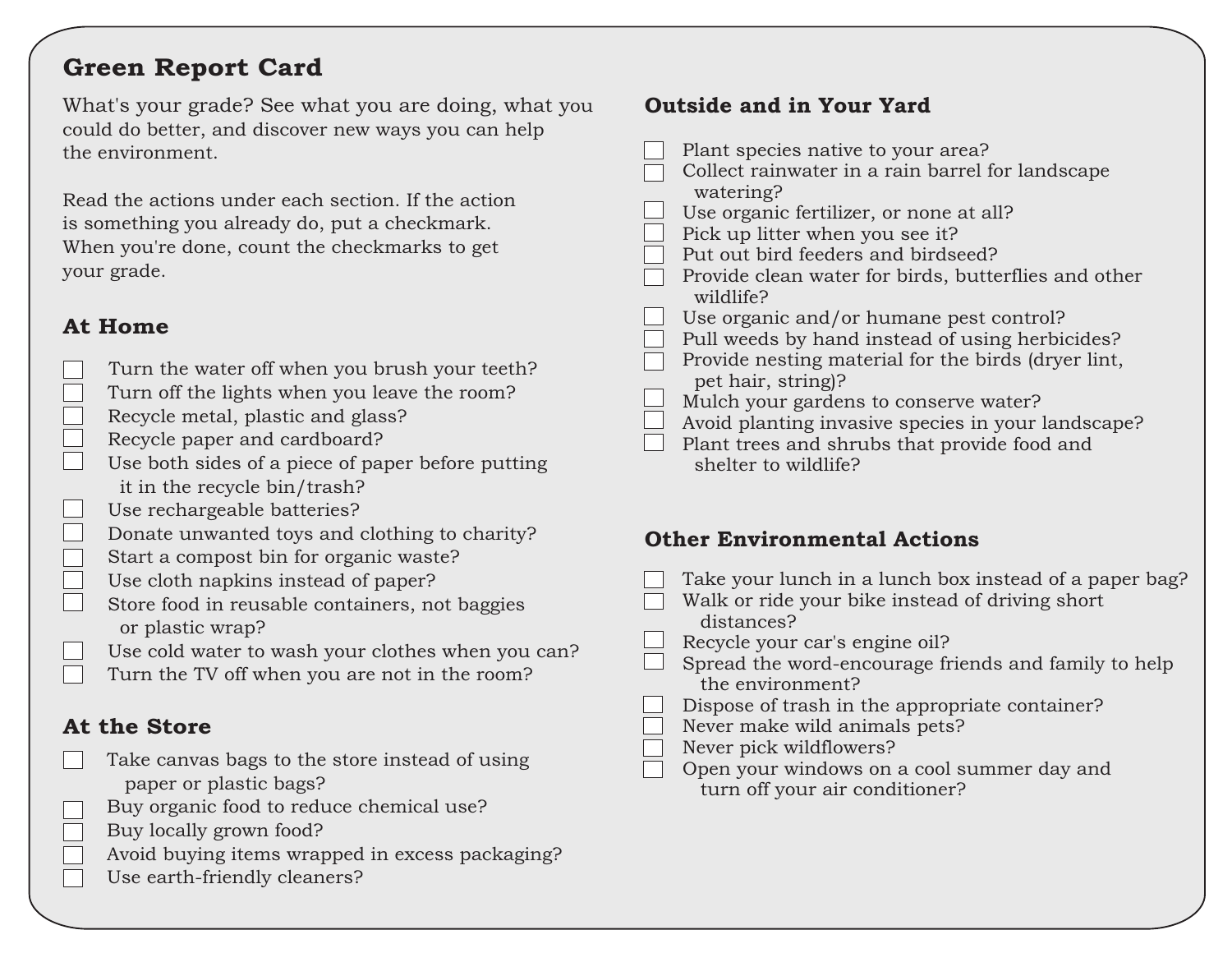## Green Report Card

What's your grade? See what you are doing, what you could do better, and discover new ways you can help the environment.

Read the actions under each section. If the action is something you already do, put a checkmark. When you're done, count the checkmarks to get your grade.

### At Home

- [ ] Turn the water off when you brush your teeth?
- [ ] Turn off the lights when you leave the room?
- [ ] Recycle metal, plastic and glass?
- [ ] Recycle paper and cardboard?
- [ ] Use both sides of a piece of paper before putting it in the recycle bin/trash?
- [ ] Use rechargeable batteries?
- [ ] Donate unwanted toys and clothing to charity?
- [ ] Start a compost bin for organic waste?
- [ ] Use cloth napkins instead of paper?
- [ ] Store food in reusable containers, not baggies or plastic wrap?
- [ ] Use cold water to wash your clothes when you can?
- [ ] Turn the TV off when you are not in the room?

### At the Store

- [ ] Take canvas bags to the store instead of using paper or plastic bags?
- [ ] Buy organic food to reduce chemical use?
- [ ] Buy locally grown food?
- [ ] Avoid buying items wrapped in excess packaging?
- [ ] Use earth-friendly cleaners?

### Outside and in Your Yard

- [ ] Plant species native to your area?
- [ ] Collect rainwater in a rain barrel for landscape watering?
- [ ] Use organic fertilizer, or none at all?
- [ ] Pick up litter when you see it?
- [ ] Put out bird feeders and birdseed?
- [ ] Provide clean water for birds, butterflies and other wildlife?
- [ ] Use organic and/or humane pest control?
- [ ] Pull weeds by hand instead of using herbicides?
- [ ] Provide nesting material for the birds (dryer lint, pet hair, string)?
- [ ] Mulch your gardens to conserve water?
- [ ] Avoid planting invasive species in your landscape?
- [ ] Plant trees and shrubs that provide food and shelter to wildlife?

### Other Environmental Actions

- [ ] Take your lunch in a lunch box instead of a paper bag?
- [ ] Walk or ride your bike instead of driving short distances?
- [ ] Recycle your car's engine oil?
- [ ] Spread the word-encourage friends and family to help the environment?
- [ ] Dispose of trash in the appropriate container?
- [ ] Never make wild animals pets?
- [ ] Never pick wildflowers?
- [ ] Open your windows on a cool summer day and turn off your air conditioner?